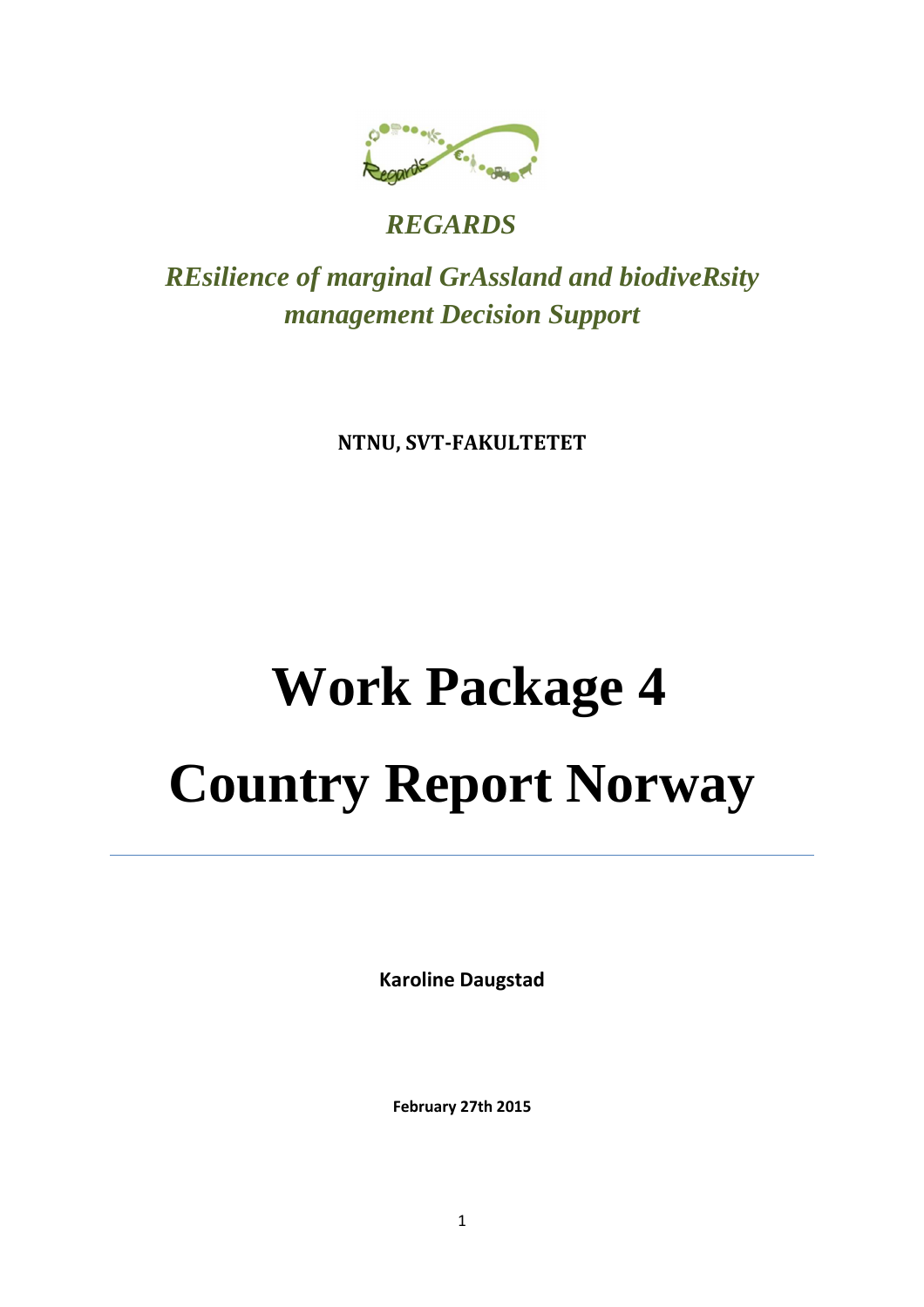*REGARDS*

*REsilience of marginal GrAssland and biodiveRsity management Decision Support*

**NTNU, SVT-FAKULTETET**

# Work Package 4

# Country Report Norway

---

**Karoline Daugstad**

**February 27th 2015**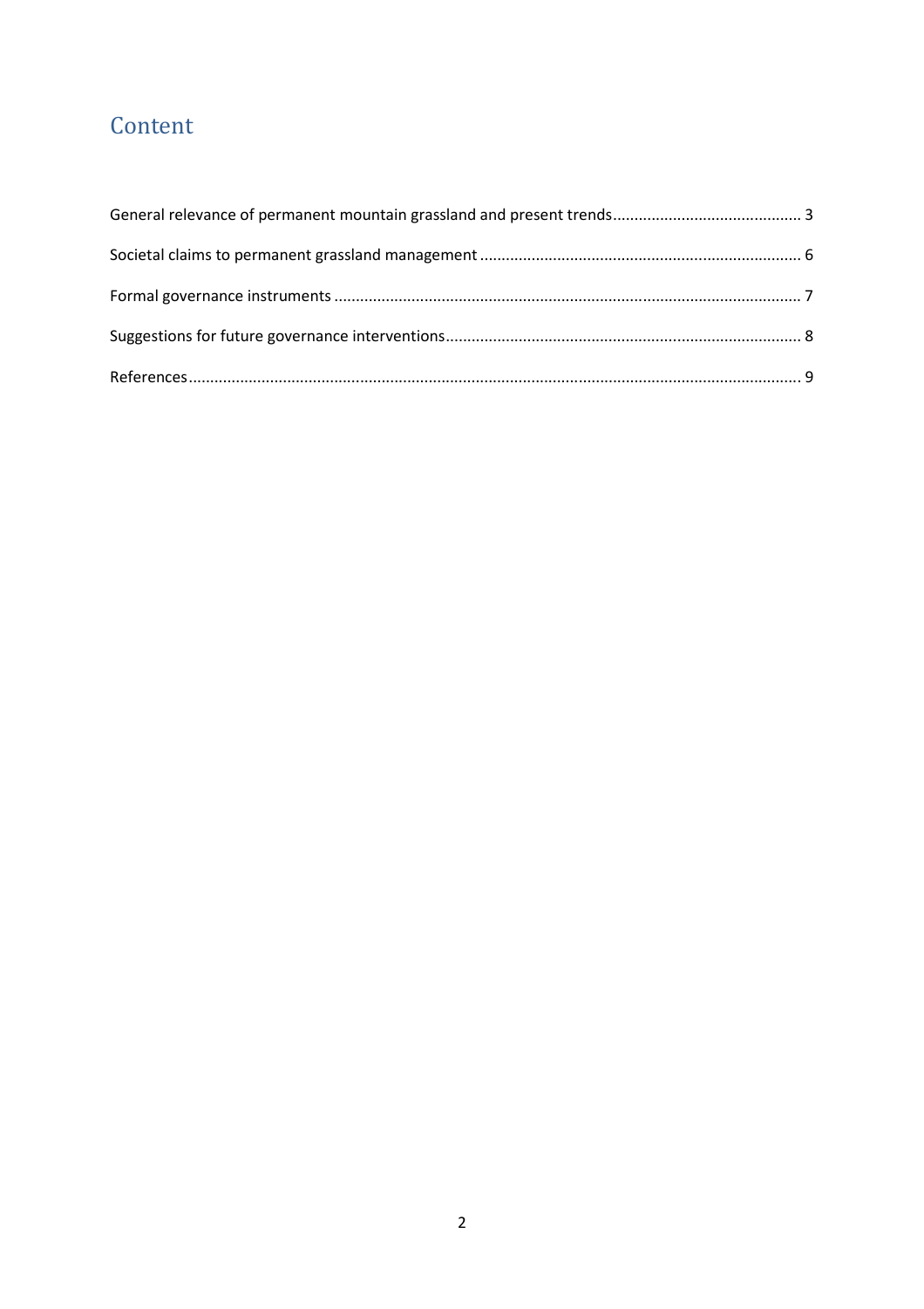# Content

General relevance of permanent mountain grassland and present trends........................................... 3

Societal claims to permanent grassland management .......................................................................... 6

Formal governance instruments ........................................................................................................... 7

Suggestions for future governance interventions.................................................................................. 8

References............................................................................................................................................. 9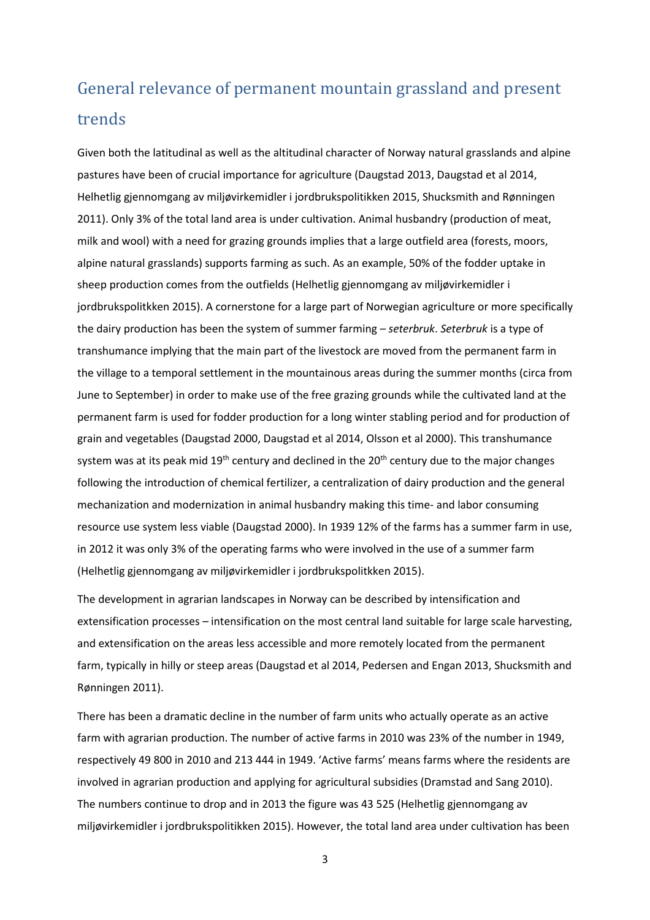## General relevance of permanent mountain grassland and present trends

Given both the latitudinal as well as the altitudinal character of Norway natural grasslands and alpine pastures have been of crucial importance for agriculture (Daugstad 2013, Daugstad et al 2014, Helhetlig gjennomgang av miljøvirkemidler i jordbrukspolitikken 2015, Shucksmith and Rønningen 2011). Only 3% of the total land area is under cultivation. Animal husbandry (production of meat, milk and wool) with a need for grazing grounds implies that a large outfield area (forests, moors, alpine natural grasslands) supports farming as such. As an example, 50% of the fodder uptake in sheep production comes from the outfields (Helhetlig gjennomgang av miljøvirkemidler i jordbrukspolitkken 2015). A cornerstone for a large part of Norwegian agriculture or more specifically the dairy production has been the system of summer farming – *seterbruk*. *Seterbruk* is a type of transhumance implying that the main part of the livestock are moved from the permanent farm in the village to a temporal settlement in the mountainous areas during the summer months (circa from June to September) in order to make use of the free grazing grounds while the cultivated land at the permanent farm is used for fodder production for a long winter stabling period and for production of grain and vegetables (Daugstad 2000, Daugstad et al 2014, Olsson et al 2000). This transhumance system was at its peak mid 19th century and declined in the 20th century due to the major changes following the introduction of chemical fertilizer, a centralization of dairy production and the general mechanization and modernization in animal husbandry making this time- and labor consuming resource use system less viable (Daugstad 2000). In 1939 12% of the farms has a summer farm in use, in 2012 it was only 3% of the operating farms who were involved in the use of a summer farm (Helhetlig gjennomgang av miljøvirkemidler i jordbrukspolitkken 2015).

The development in agrarian landscapes in Norway can be described by intensification and extensification processes – intensification on the most central land suitable for large scale harvesting, and extensification on the areas less accessible and more remotely located from the permanent farm, typically in hilly or steep areas (Daugstad et al 2014, Pedersen and Engan 2013, Shucksmith and Rønningen 2011).

There has been a dramatic decline in the number of farm units who actually operate as an active farm with agrarian production. The number of active farms in 2010 was 23% of the number in 1949, respectively 49 800 in 2010 and 213 444 in 1949. 'Active farms' means farms where the residents are involved in agrarian production and applying for agricultural subsidies (Dramstad and Sang 2010). The numbers continue to drop and in 2013 the figure was 43 525 (Helhetlig gjennomgang av miljøvirkemidler i jordbrukspolitikken 2015). However, the total land area under cultivation has been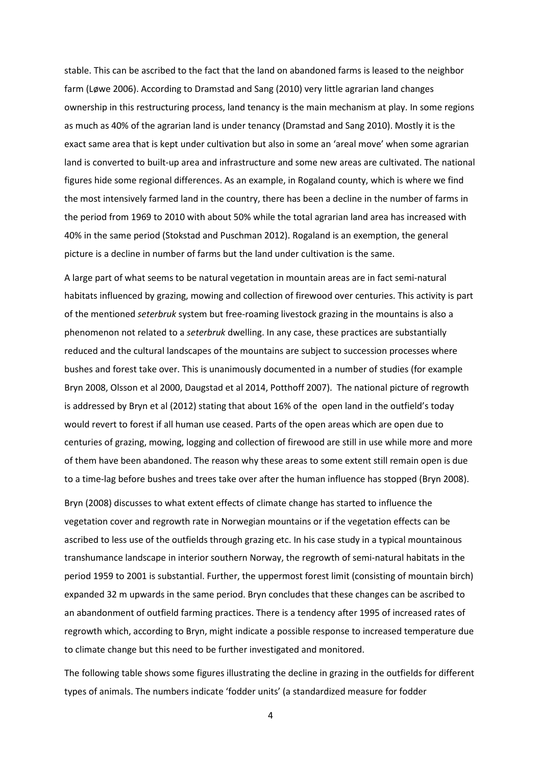stable. This can be ascribed to the fact that the land on abandoned farms is leased to the neighbor farm (Løwe 2006). According to Dramstad and Sang (2010) very little agrarian land changes ownership in this restructuring process, land tenancy is the main mechanism at play. In some regions as much as 40% of the agrarian land is under tenancy (Dramstad and Sang 2010). Mostly it is the exact same area that is kept under cultivation but also in some an 'areal move' when some agrarian land is converted to built-up area and infrastructure and some new areas are cultivated. The national figures hide some regional differences. As an example, in Rogaland county, which is where we find the most intensively farmed land in the country, there has been a decline in the number of farms in the period from 1969 to 2010 with about 50% while the total agrarian land area has increased with 40% in the same period (Stokstad and Puschman 2012). Rogaland is an exemption, the general picture is a decline in number of farms but the land under cultivation is the same.

A large part of what seems to be natural vegetation in mountain areas are in fact semi-natural habitats influenced by grazing, mowing and collection of firewood over centuries. This activity is part of the mentioned *seterbruk* system but free-roaming livestock grazing in the mountains is also a phenomenon not related to a *seterbruk* dwelling. In any case, these practices are substantially reduced and the cultural landscapes of the mountains are subject to succession processes where bushes and forest take over. This is unanimously documented in a number of studies (for example Bryn 2008, Olsson et al 2000, Daugstad et al 2014, Potthoff 2007). The national picture of regrowth is addressed by Bryn et al (2012) stating that about 16% of the open land in the outfield's today would revert to forest if all human use ceased. Parts of the open areas which are open due to centuries of grazing, mowing, logging and collection of firewood are still in use while more and more of them have been abandoned. The reason why these areas to some extent still remain open is due to a time-lag before bushes and trees take over after the human influence has stopped (Bryn 2008).

Bryn (2008) discusses to what extent effects of climate change has started to influence the vegetation cover and regrowth rate in Norwegian mountains or if the vegetation effects can be ascribed to less use of the outfields through grazing etc. In his case study in a typical mountainous transhumance landscape in interior southern Norway, the regrowth of semi-natural habitats in the period 1959 to 2001 is substantial. Further, the uppermost forest limit (consisting of mountain birch) expanded 32 m upwards in the same period. Bryn concludes that these changes can be ascribed to an abandonment of outfield farming practices. There is a tendency after 1995 of increased rates of regrowth which, according to Bryn, might indicate a possible response to increased temperature due to climate change but this need to be further investigated and monitored.

The following table shows some figures illustrating the decline in grazing in the outfields for different types of animals. The numbers indicate 'fodder units' (a standardized measure for fodder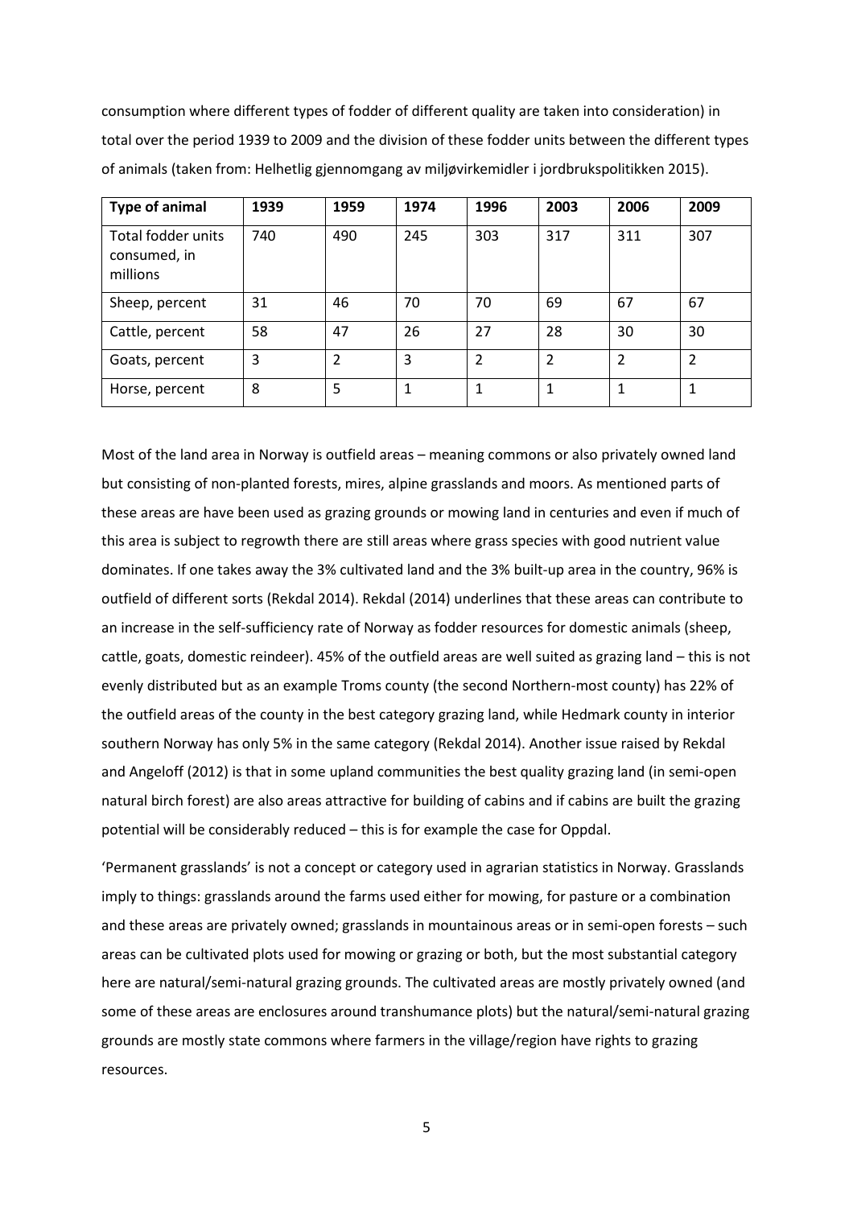consumption where different types of fodder of different quality are taken into consideration) in total over the period 1939 to 2009 and the division of these fodder units between the different types of animals (taken from: Helhetlig gjennomgang av miljøvirkemidler i jordbrukspolitikken 2015).

| Type of animal | 1939 | 1959 | 1974 | 1996 | 2003 | 2006 | 2009 |
|---|---|---|---|---|---|---|---|
| Total fodder units consumed, in millions | 740 | 490 | 245 | 303 | 317 | 311 | 307 |
| Sheep, percent | 31 | 46 | 70 | 70 | 69 | 67 | 67 |
| Cattle, percent | 58 | 47 | 26 | 27 | 28 | 30 | 30 |
| Goats, percent | 3 | 2 | 3 | 2 | 2 | 2 | 2 |
| Horse, percent | 8 | 5 | 1 | 1 | 1 | 1 | 1 |

Most of the land area in Norway is outfield areas – meaning commons or also privately owned land but consisting of non-planted forests, mires, alpine grasslands and moors. As mentioned parts of these areas are have been used as grazing grounds or mowing land in centuries and even if much of this area is subject to regrowth there are still areas where grass species with good nutrient value dominates. If one takes away the 3% cultivated land and the 3% built-up area in the country, 96% is outfield of different sorts (Rekdal 2014). Rekdal (2014) underlines that these areas can contribute to an increase in the self-sufficiency rate of Norway as fodder resources for domestic animals (sheep, cattle, goats, domestic reindeer). 45% of the outfield areas are well suited as grazing land – this is not evenly distributed but as an example Troms county (the second Northern-most county) has 22% of the outfield areas of the county in the best category grazing land, while Hedmark county in interior southern Norway has only 5% in the same category (Rekdal 2014). Another issue raised by Rekdal and Angeloff (2012) is that in some upland communities the best quality grazing land (in semi-open natural birch forest) are also areas attractive for building of cabins and if cabins are built the grazing potential will be considerably reduced – this is for example the case for Oppdal.

'Permanent grasslands' is not a concept or category used in agrarian statistics in Norway. Grasslands imply to things: grasslands around the farms used either for mowing, for pasture or a combination and these areas are privately owned; grasslands in mountainous areas or in semi-open forests – such areas can be cultivated plots used for mowing or grazing or both, but the most substantial category here are natural/semi-natural grazing grounds. The cultivated areas are mostly privately owned (and some of these areas are enclosures around transhumance plots) but the natural/semi-natural grazing grounds are mostly state commons where farmers in the village/region have rights to grazing resources.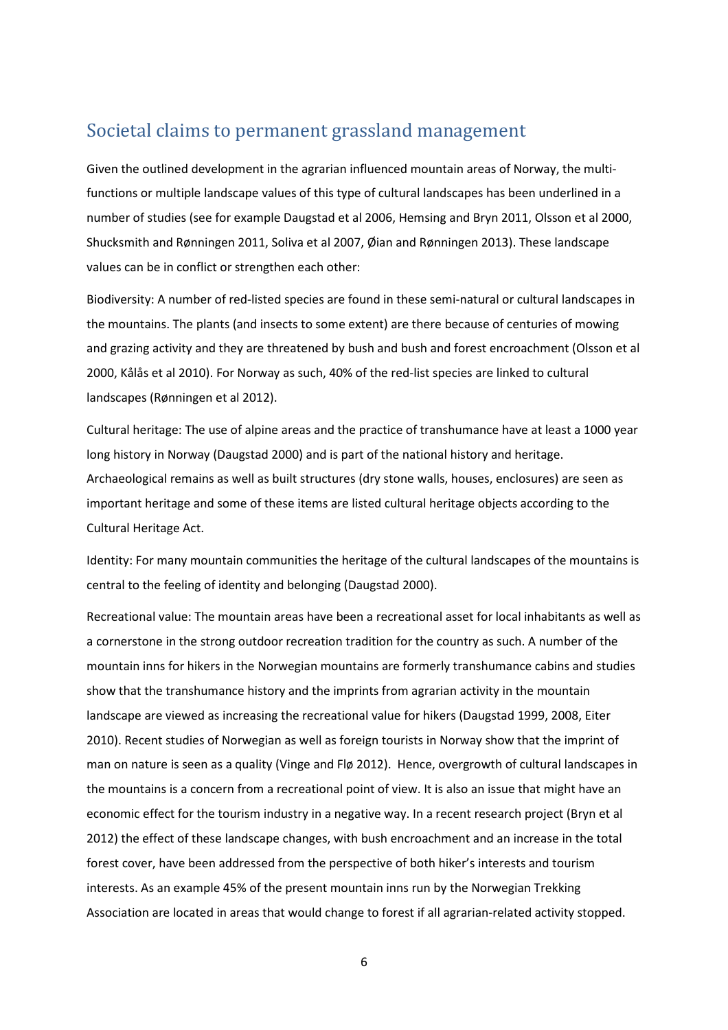## Societal claims to permanent grassland management

Given the outlined development in the agrarian influenced mountain areas of Norway, the multi-functions or multiple landscape values of this type of cultural landscapes has been underlined in a number of studies (see for example Daugstad et al 2006, Hemsing and Bryn 2011, Olsson et al 2000, Shucksmith and Rønningen 2011, Soliva et al 2007, Øian and Rønningen 2013). These landscape values can be in conflict or strengthen each other:

Biodiversity: A number of red-listed species are found in these semi-natural or cultural landscapes in the mountains. The plants (and insects to some extent) are there because of centuries of mowing and grazing activity and they are threatened by bush and bush and forest encroachment (Olsson et al 2000, Kålås et al 2010). For Norway as such, 40% of the red-list species are linked to cultural landscapes (Rønningen et al 2012).

Cultural heritage: The use of alpine areas and the practice of transhumance have at least a 1000 year long history in Norway (Daugstad 2000) and is part of the national history and heritage. Archaeological remains as well as built structures (dry stone walls, houses, enclosures) are seen as important heritage and some of these items are listed cultural heritage objects according to the Cultural Heritage Act.

Identity: For many mountain communities the heritage of the cultural landscapes of the mountains is central to the feeling of identity and belonging (Daugstad 2000).

Recreational value: The mountain areas have been a recreational asset for local inhabitants as well as a cornerstone in the strong outdoor recreation tradition for the country as such. A number of the mountain inns for hikers in the Norwegian mountains are formerly transhumance cabins and studies show that the transhumance history and the imprints from agrarian activity in the mountain landscape are viewed as increasing the recreational value for hikers (Daugstad 1999, 2008, Eiter 2010). Recent studies of Norwegian as well as foreign tourists in Norway show that the imprint of man on nature is seen as a quality (Vinge and Flø 2012). Hence, overgrowth of cultural landscapes in the mountains is a concern from a recreational point of view. It is also an issue that might have an economic effect for the tourism industry in a negative way. In a recent research project (Bryn et al 2012) the effect of these landscape changes, with bush encroachment and an increase in the total forest cover, have been addressed from the perspective of both hiker's interests and tourism interests. As an example 45% of the present mountain inns run by the Norwegian Trekking Association are located in areas that would change to forest if all agrarian-related activity stopped.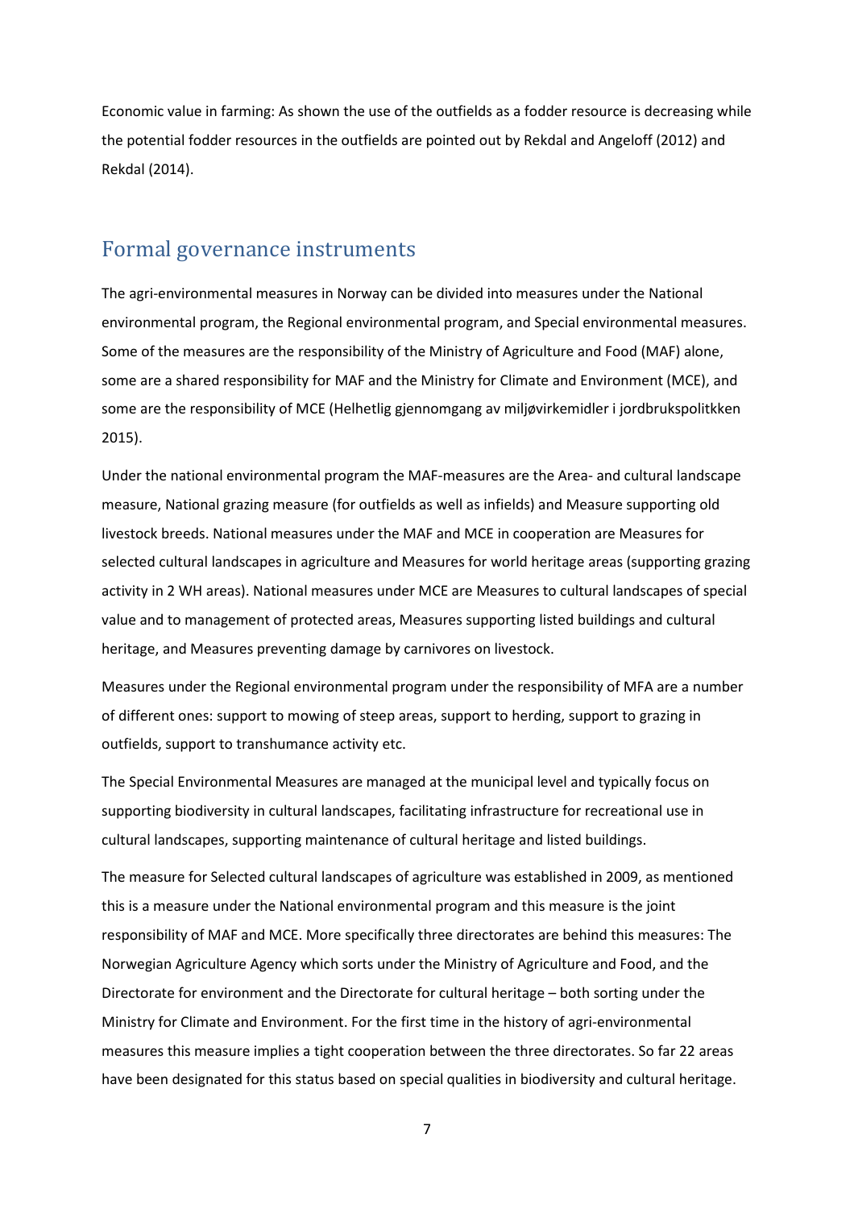Economic value in farming: As shown the use of the outfields as a fodder resource is decreasing while the potential fodder resources in the outfields are pointed out by Rekdal and Angeloff (2012) and Rekdal (2014).

## Formal governance instruments

The agri-environmental measures in Norway can be divided into measures under the National environmental program, the Regional environmental program, and Special environmental measures. Some of the measures are the responsibility of the Ministry of Agriculture and Food (MAF) alone, some are a shared responsibility for MAF and the Ministry for Climate and Environment (MCE), and some are the responsibility of MCE (Helhetlig gjennomgang av miljøvirkemidler i jordbrukspolitkken 2015).

Under the national environmental program the MAF-measures are the Area- and cultural landscape measure, National grazing measure (for outfields as well as infields) and Measure supporting old livestock breeds. National measures under the MAF and MCE in cooperation are Measures for selected cultural landscapes in agriculture and Measures for world heritage areas (supporting grazing activity in 2 WH areas). National measures under MCE are Measures to cultural landscapes of special value and to management of protected areas, Measures supporting listed buildings and cultural heritage, and Measures preventing damage by carnivores on livestock.

Measures under the Regional environmental program under the responsibility of MFA are a number of different ones: support to mowing of steep areas, support to herding, support to grazing in outfields, support to transhumance activity etc.

The Special Environmental Measures are managed at the municipal level and typically focus on supporting biodiversity in cultural landscapes, facilitating infrastructure for recreational use in cultural landscapes, supporting maintenance of cultural heritage and listed buildings.

The measure for Selected cultural landscapes of agriculture was established in 2009, as mentioned this is a measure under the National environmental program and this measure is the joint responsibility of MAF and MCE. More specifically three directorates are behind this measures: The Norwegian Agriculture Agency which sorts under the Ministry of Agriculture and Food, and the Directorate for environment and the Directorate for cultural heritage – both sorting under the Ministry for Climate and Environment. For the first time in the history of agri-environmental measures this measure implies a tight cooperation between the three directorates. So far 22 areas have been designated for this status based on special qualities in biodiversity and cultural heritage.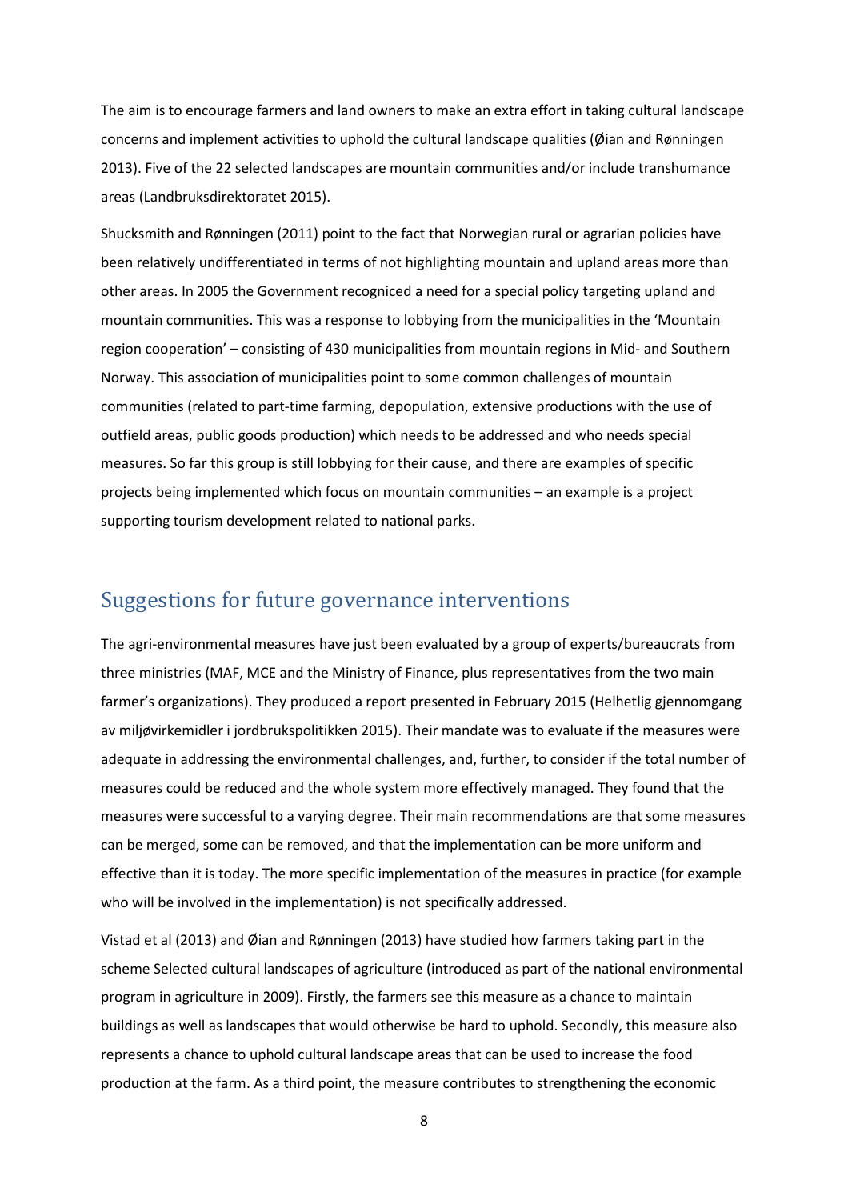The aim is to encourage farmers and land owners to make an extra effort in taking cultural landscape concerns and implement activities to uphold the cultural landscape qualities (Øian and Rønningen 2013). Five of the 22 selected landscapes are mountain communities and/or include transhumance areas (Landbruksdirektoratet 2015).

Shucksmith and Rønningen (2011) point to the fact that Norwegian rural or agrarian policies have been relatively undifferentiated in terms of not highlighting mountain and upland areas more than other areas. In 2005 the Government recogniced a need for a special policy targeting upland and mountain communities. This was a response to lobbying from the municipalities in the 'Mountain region cooperation' – consisting of 430 municipalities from mountain regions in Mid- and Southern Norway. This association of municipalities point to some common challenges of mountain communities (related to part-time farming, depopulation, extensive productions with the use of outfield areas, public goods production) which needs to be addressed and who needs special measures. So far this group is still lobbying for their cause, and there are examples of specific projects being implemented which focus on mountain communities – an example is a project supporting tourism development related to national parks.

## Suggestions for future governance interventions

The agri-environmental measures have just been evaluated by a group of experts/bureaucrats from three ministries (MAF, MCE and the Ministry of Finance, plus representatives from the two main farmer's organizations). They produced a report presented in February 2015 (Helhetlig gjennomgang av miljøvirkemidler i jordbrukspolitikken 2015). Their mandate was to evaluate if the measures were adequate in addressing the environmental challenges, and, further, to consider if the total number of measures could be reduced and the whole system more effectively managed. They found that the measures were successful to a varying degree. Their main recommendations are that some measures can be merged, some can be removed, and that the implementation can be more uniform and effective than it is today. The more specific implementation of the measures in practice (for example who will be involved in the implementation) is not specifically addressed.

Vistad et al (2013) and Øian and Rønningen (2013) have studied how farmers taking part in the scheme Selected cultural landscapes of agriculture (introduced as part of the national environmental program in agriculture in 2009). Firstly, the farmers see this measure as a chance to maintain buildings as well as landscapes that would otherwise be hard to uphold. Secondly, this measure also represents a chance to uphold cultural landscape areas that can be used to increase the food production at the farm. As a third point, the measure contributes to strengthening the economic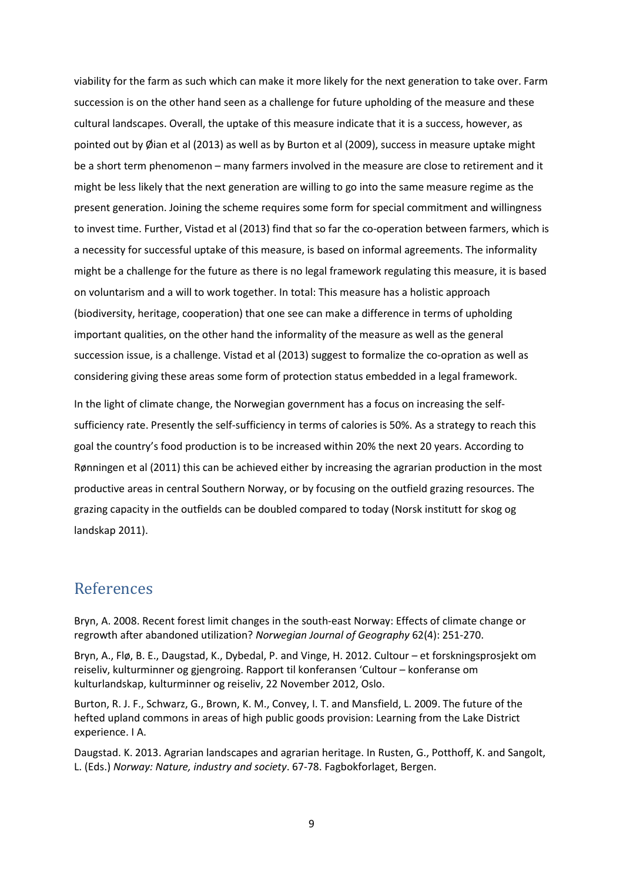viability for the farm as such which can make it more likely for the next generation to take over. Farm succession is on the other hand seen as a challenge for future upholding of the measure and these cultural landscapes. Overall, the uptake of this measure indicate that it is a success, however, as pointed out by Øian et al (2013) as well as by Burton et al (2009), success in measure uptake might be a short term phenomenon – many farmers involved in the measure are close to retirement and it might be less likely that the next generation are willing to go into the same measure regime as the present generation. Joining the scheme requires some form for special commitment and willingness to invest time. Further, Vistad et al (2013) find that so far the co-operation between farmers, which is a necessity for successful uptake of this measure, is based on informal agreements. The informality might be a challenge for the future as there is no legal framework regulating this measure, it is based on voluntarism and a will to work together. In total: This measure has a holistic approach (biodiversity, heritage, cooperation) that one see can make a difference in terms of upholding important qualities, on the other hand the informality of the measure as well as the general succession issue, is a challenge. Vistad et al (2013) suggest to formalize the co-opration as well as considering giving these areas some form of protection status embedded in a legal framework.

In the light of climate change, the Norwegian government has a focus on increasing the self-sufficiency rate. Presently the self-sufficiency in terms of calories is 50%. As a strategy to reach this goal the country's food production is to be increased within 20% the next 20 years. According to Rønningen et al (2011) this can be achieved either by increasing the agrarian production in the most productive areas in central Southern Norway, or by focusing on the outfield grazing resources. The grazing capacity in the outfields can be doubled compared to today (Norsk institutt for skog og landskap 2011).

## References

Bryn, A. 2008. Recent forest limit changes in the south-east Norway: Effects of climate change or regrowth after abandoned utilization? *Norwegian Journal of Geography* 62(4): 251-270.

Bryn, A., Flø, B. E., Daugstad, K., Dybedal, P. and Vinge, H. 2012. Cultour – et forskningsprosjekt om reiseliv, kulturminner og gjengroing. Rapport til konferansen 'Cultour – konferanse om kulturlandskap, kulturminner og reiseliv, 22 November 2012, Oslo.

Burton, R. J. F., Schwarz, G., Brown, K. M., Convey, I. T. and Mansfield, L. 2009. The future of the hefted upland commons in areas of high public goods provision: Learning from the Lake District experience. I A.

Daugstad. K. 2013. Agrarian landscapes and agrarian heritage. In Rusten, G., Potthoff, K. and Sangolt, L. (Eds.) *Norway: Nature, industry and society*. 67-78. Fagbokforlaget, Bergen.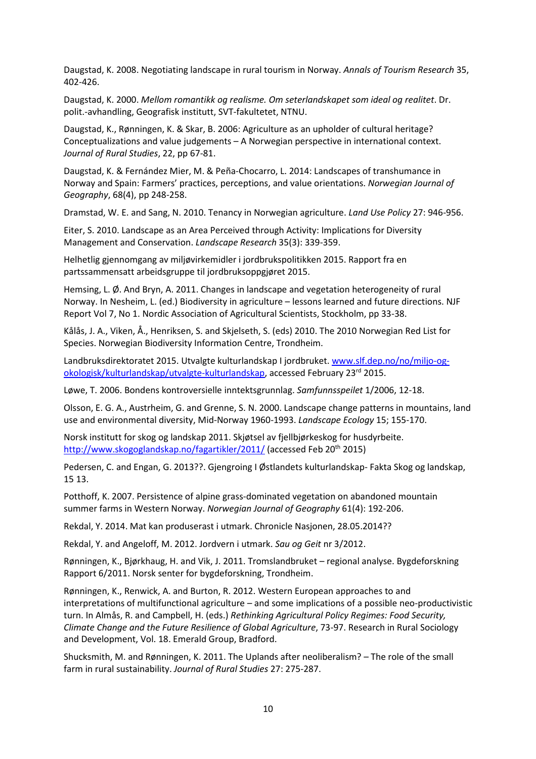Daugstad, K. 2008. Negotiating landscape in rural tourism in Norway. *Annals of Tourism Research* 35, 402-426.

Daugstad, K. 2000. *Mellom romantikk og realisme. Om seterlandskapet som ideal og realitet*. Dr. polit.-avhandling, Geografisk institutt, SVT-fakultetet, NTNU.

Daugstad, K., Rønningen, K. & Skar, B. 2006: Agriculture as an upholder of cultural heritage? Conceptualizations and value judgements – A Norwegian perspective in international context. *Journal of Rural Studies*, 22, pp 67-81.

Daugstad, K. & Fernández Mier, M. & Peña-Chocarro, L. 2014: Landscapes of transhumance in Norway and Spain: Farmers' practices, perceptions, and value orientations. *Norwegian Journal of Geography*, 68(4), pp 248-258.

Dramstad, W. E. and Sang, N. 2010. Tenancy in Norwegian agriculture. *Land Use Policy* 27: 946-956.

Eiter, S. 2010. Landscape as an Area Perceived through Activity: Implications for Diversity Management and Conservation. *Landscape Research* 35(3): 339-359.

Helhetlig gjennomgang av miljøvirkemidler i jordbrukspolitikken 2015. Rapport fra en partssammensatt arbeidsgruppe til jordbruksoppgjøret 2015.

Hemsing, L. Ø. And Bryn, A. 2011. Changes in landscape and vegetation heterogeneity of rural Norway. In Nesheim, L. (ed.) Biodiversity in agriculture – lessons learned and future directions. NJF Report Vol 7, No 1. Nordic Association of Agricultural Scientists, Stockholm, pp 33-38.

Kålås, J. A., Viken, Å., Henriksen, S. and Skjelseth, S. (eds) 2010. The 2010 Norwegian Red List for Species. Norwegian Biodiversity Information Centre, Trondheim.

Landbruksdirektoratet 2015. Utvalgte kulturlandskap I jordbruket. www.slf.dep.no/no/miljo-og-okologisk/kulturlandskap/utvalgte-kulturlandskap, accessed February 23rd 2015.

Løwe, T. 2006. Bondens kontroversielle inntektsgrunnlag. *Samfunnsspeilet* 1/2006, 12-18.

Olsson, E. G. A., Austrheim, G. and Grenne, S. N. 2000. Landscape change patterns in mountains, land use and environmental diversity, Mid-Norway 1960-1993. *Landscape Ecology* 15; 155-170.

Norsk institutt for skog og landskap 2011. Skjøtsel av fjellbjørkeskog for husdyrbeite. http://www.skogoglandskap.no/fagartikler/2011/ (accessed Feb 20th 2015)

Pedersen, C. and Engan, G. 2013??. Gjengroing I Østlandets kulturlandskap- Fakta Skog og landskap, 15 13.

Potthoff, K. 2007. Persistence of alpine grass-dominated vegetation on abandoned mountain summer farms in Western Norway. *Norwegian Journal of Geography* 61(4): 192-206.

Rekdal, Y. 2014. Mat kan produserast i utmark. Chronicle Nasjonen, 28.05.2014??

Rekdal, Y. and Angeloff, M. 2012. Jordvern i utmark. *Sau og Geit* nr 3/2012.

Rønningen, K., Bjørkhaug, H. and Vik, J. 2011. Tromslandbruket – regional analyse. Bygdeforskning Rapport 6/2011. Norsk senter for bygdeforskning, Trondheim.

Rønningen, K., Renwick, A. and Burton, R. 2012. Western European approaches to and interpretations of multifunctional agriculture – and some implications of a possible neo-productivistic turn. In Almås, R. and Campbell, H. (eds.) *Rethinking Agricultural Policy Regimes: Food Security, Climate Change and the Future Resilience of Global Agriculture*, 73-97. Research in Rural Sociology and Development, Vol. 18. Emerald Group, Bradford.

Shucksmith, M. and Rønningen, K. 2011. The Uplands after neoliberalism? – The role of the small farm in rural sustainability. *Journal of Rural Studies* 27: 275-287.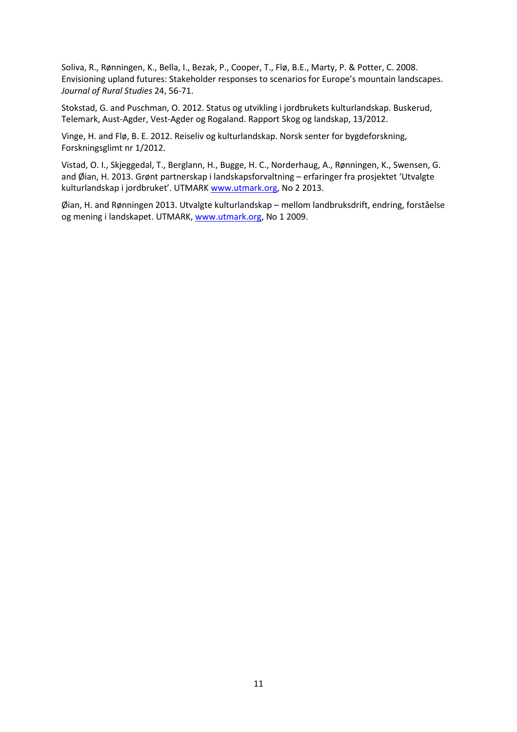Soliva, R., Rønningen, K., Bella, I., Bezak, P., Cooper, T., Flø, B.E., Marty, P. & Potter, C. 2008. Envisioning upland futures: Stakeholder responses to scenarios for Europe's mountain landscapes. *Journal of Rural Studies* 24, 56-71.

Stokstad, G. and Puschman, O. 2012. Status og utvikling i jordbrukets kulturlandskap. Buskerud, Telemark, Aust-Agder, Vest-Agder og Rogaland. Rapport Skog og landskap, 13/2012.

Vinge, H. and Flø, B. E. 2012. Reiseliv og kulturlandskap. Norsk senter for bygdeforskning, Forskningsglimt nr 1/2012.

Vistad, O. I., Skjeggedal, T., Berglann, H., Bugge, H. C., Norderhaug, A., Rønningen, K., Swensen, G. and Øian, H. 2013. Grønt partnerskap i landskapsforvaltning – erfaringer fra prosjektet 'Utvalgte kulturlandskap i jordbruket'. UTMARK [www.utmark.org](www.utmark.org), No 2 2013.

Øian, H. and Rønningen 2013. Utvalgte kulturlandskap – mellom landbruksdrift, endring, forståelse og mening i landskapet. UTMARK, [www.utmark.org](www.utmark.org), No 1 2009.